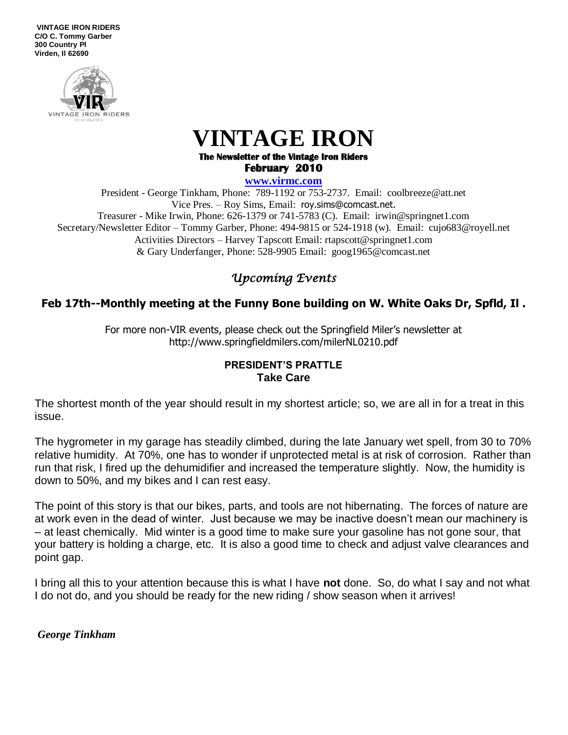**VINTAGE IRON RIDERS**
**C/O C. Tommy Garber**
**300 Country Pl**
**Virden, Il 62690**

# VINTAGE IRON

**The Newsletter of the Vintage Iron Riders**
**February 2010**

**www.virmc.com**

President - George Tinkham, Phone: 789-1192 or 753-2737. Email: coolbreeze@att.net
Vice Pres. – Roy Sims, Email: roy.sims@comcast.net.
Treasurer - Mike Irwin, Phone: 626-1379 or 741-5783 (C). Email: irwin@springnet1.com
Secretary/Newsletter Editor – Tommy Garber, Phone: 494-9815 or 524-1918 (w). Email: cujo683@royell.net
Activities Directors – Harvey Tapscott Email: rtapscott@springnet1.com
& Gary Underfanger, Phone: 528-9905 Email: goog1965@comcast.net

## *Upcoming Events*

### Feb 17th--Monthly meeting at the Funny Bone building on W. White Oaks Dr, Spfld, Il .

For more non-VIR events, please check out the Springfield Miler's newsletter at http://www.springfieldmilers.com/milerNL0210.pdf

### PRESIDENT'S PRATTLE
**Take Care**

The shortest month of the year should result in my shortest article; so, we are all in for a treat in this issue.

The hygrometer in my garage has steadily climbed, during the late January wet spell, from 30 to 70% relative humidity. At 70%, one has to wonder if unprotected metal is at risk of corrosion. Rather than run that risk, I fired up the dehumidifier and increased the temperature slightly. Now, the humidity is down to 50%, and my bikes and I can rest easy.

The point of this story is that our bikes, parts, and tools are not hibernating. The forces of nature are at work even in the dead of winter. Just because we may be inactive doesn't mean our machinery is – at least chemically. Mid winter is a good time to make sure your gasoline has not gone sour, that your battery is holding a charge, etc. It is also a good time to check and adjust valve clearances and point gap.

I bring all this to your attention because this is what I have **not** done. So, do what I say and not what I do not do, and you should be ready for the new riding / show season when it arrives!

***George Tinkham***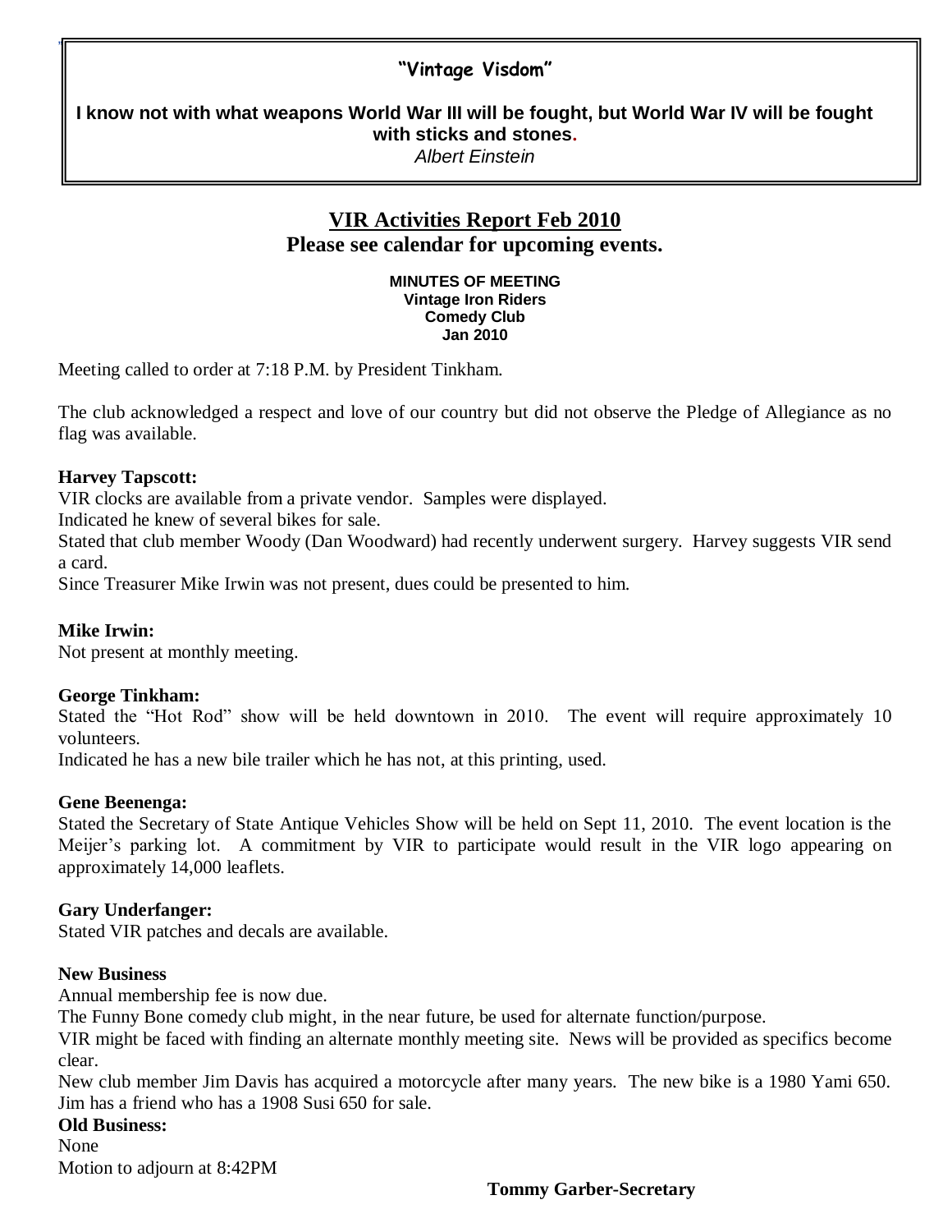**"Vintage Visdom"**

**I know not with what weapons World War III will be fought, but World War IV will be fought with sticks and stones.**

*Albert Einstein*

## VIR Activities Report Feb 2010

**Please see calendar for upcoming events.**

**MINUTES OF MEETING**
**Vintage Iron Riders**
**Comedy Club**
**Jan 2010**

Meeting called to order at 7:18 P.M. by President Tinkham.

The club acknowledged a respect and love of our country but did not observe the Pledge of Allegiance as no flag was available.

**Harvey Tapscott:**

VIR clocks are available from a private vendor. Samples were displayed.

Indicated he knew of several bikes for sale.

Stated that club member Woody (Dan Woodward) had recently underwent surgery. Harvey suggests VIR send a card.

Since Treasurer Mike Irwin was not present, dues could be presented to him.

**Mike Irwin:**

Not present at monthly meeting.

**George Tinkham:**

Stated the "Hot Rod" show will be held downtown in 2010. The event will require approximately 10 volunteers.

Indicated he has a new bile trailer which he has not, at this printing, used.

**Gene Beenenga:**

Stated the Secretary of State Antique Vehicles Show will be held on Sept 11, 2010. The event location is the Meijer's parking lot. A commitment by VIR to participate would result in the VIR logo appearing on approximately 14,000 leaflets.

**Gary Underfanger:**

Stated VIR patches and decals are available.

**New Business**

Annual membership fee is now due.

The Funny Bone comedy club might, in the near future, be used for alternate function/purpose.

VIR might be faced with finding an alternate monthly meeting site. News will be provided as specifics become clear.

New club member Jim Davis has acquired a motorcycle after many years. The new bike is a 1980 Yami 650. Jim has a friend who has a 1908 Susi 650 for sale.

**Old Business:**

None

Motion to adjourn at 8:42PM

**Tommy Garber-Secretary**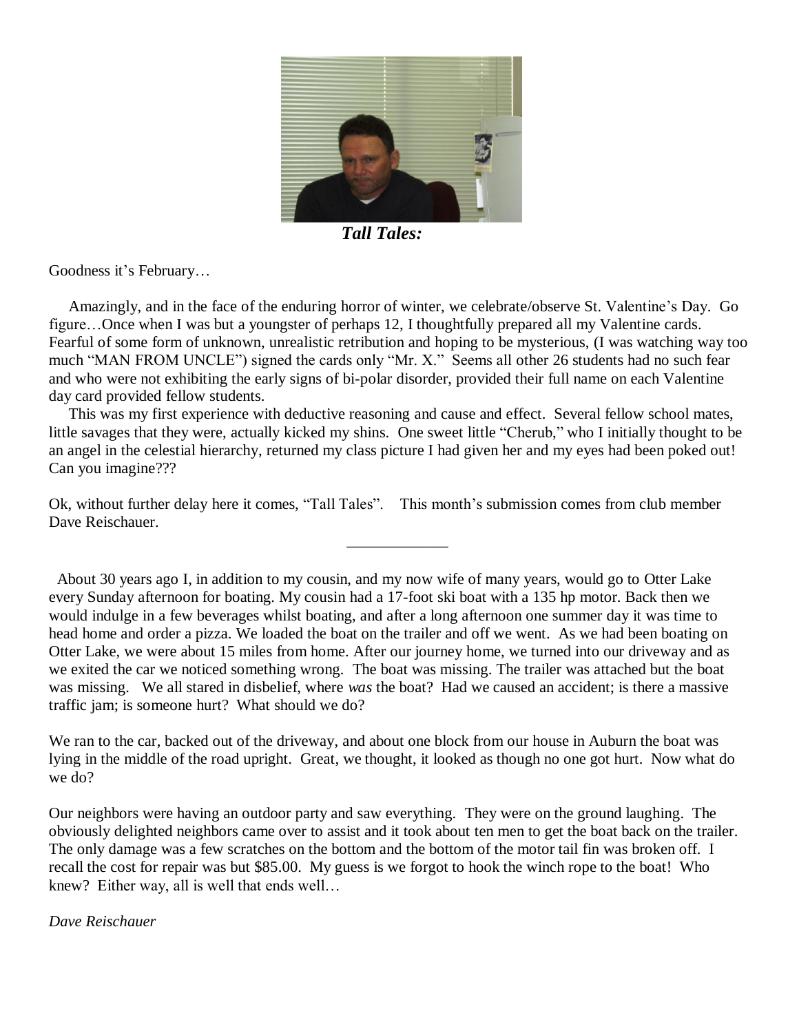***Tall Tales:***

Goodness it's February…

Amazingly, and in the face of the enduring horror of winter, we celebrate/observe St. Valentine's Day. Go figure…Once when I was but a youngster of perhaps 12, I thoughtfully prepared all my Valentine cards. Fearful of some form of unknown, unrealistic retribution and hoping to be mysterious, (I was watching way too much "MAN FROM UNCLE") signed the cards only "Mr. X." Seems all other 26 students had no such fear and who were not exhibiting the early signs of bi-polar disorder, provided their full name on each Valentine day card provided fellow students.

This was my first experience with deductive reasoning and cause and effect. Several fellow school mates, little savages that they were, actually kicked my shins. One sweet little "Cherub," who I initially thought to be an angel in the celestial hierarchy, returned my class picture I had given her and my eyes had been poked out! Can you imagine???

Ok, without further delay here it comes, "Tall Tales". This month's submission comes from club member Dave Reischauer.

---

About 30 years ago I, in addition to my cousin, and my now wife of many years, would go to Otter Lake every Sunday afternoon for boating. My cousin had a 17-foot ski boat with a 135 hp motor. Back then we would indulge in a few beverages whilst boating, and after a long afternoon one summer day it was time to head home and order a pizza. We loaded the boat on the trailer and off we went. As we had been boating on Otter Lake, we were about 15 miles from home. After our journey home, we turned into our driveway and as we exited the car we noticed something wrong. The boat was missing. The trailer was attached but the boat was missing. We all stared in disbelief, where *was* the boat? Had we caused an accident; is there a massive traffic jam; is someone hurt? What should we do?

We ran to the car, backed out of the driveway, and about one block from our house in Auburn the boat was lying in the middle of the road upright. Great, we thought, it looked as though no one got hurt. Now what do we do?

Our neighbors were having an outdoor party and saw everything. They were on the ground laughing. The obviously delighted neighbors came over to assist and it took about ten men to get the boat back on the trailer. The only damage was a few scratches on the bottom and the bottom of the motor tail fin was broken off. I recall the cost for repair was but $85.00. My guess is we forgot to hook the winch rope to the boat! Who knew? Either way, all is well that ends well…

*Dave Reischauer*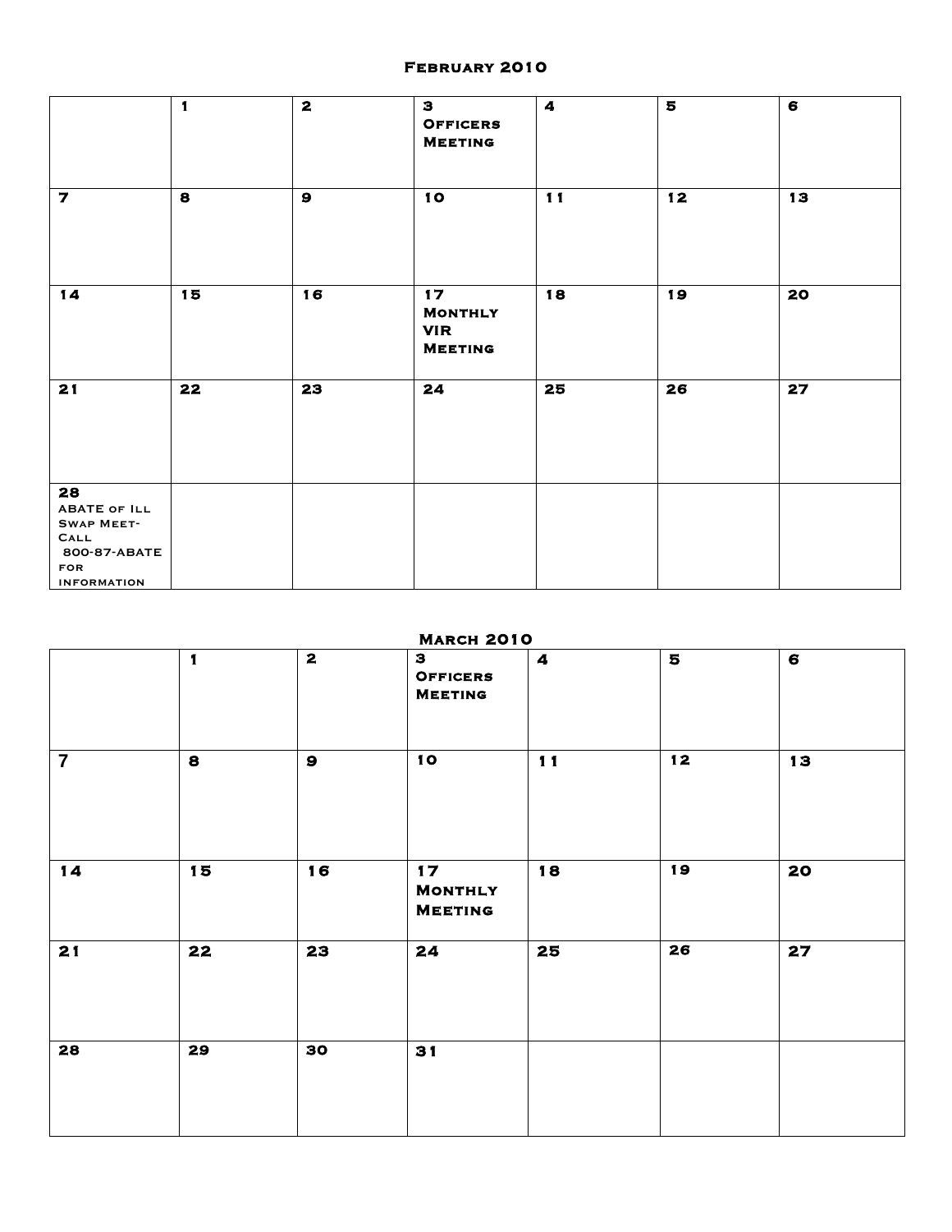## February 2010

| | | | | | | |
|---|---|---|---|---|---|---|
| | 1 | 2 | 3 Officers Meeting | 4 | 5 | 6 |
| 7 | 8 | 9 | 10 | 11 | 12 | 13 |
| 14 | 15 | 16 | 17 Monthly VIR Meeting | 18 | 19 | 20 |
| 21 | 22 | 23 | 24 | 25 | 26 | 27 |
| 28 ABATE of Ill Swap Meet- Call 800-87-ABATE for information | | | | | | |

## March 2010

| | | | | | | |
|---|---|---|---|---|---|---|
| | 1 | 2 | 3 Officers Meeting | 4 | 5 | 6 |
| 7 | 8 | 9 | 10 | 11 | 12 | 13 |
| 14 | 15 | 16 | 17 Monthly Meeting | 18 | 19 | 20 |
| 21 | 22 | 23 | 24 | 25 | 26 | 27 |
| 28 | 29 | 30 | 31 | | | |